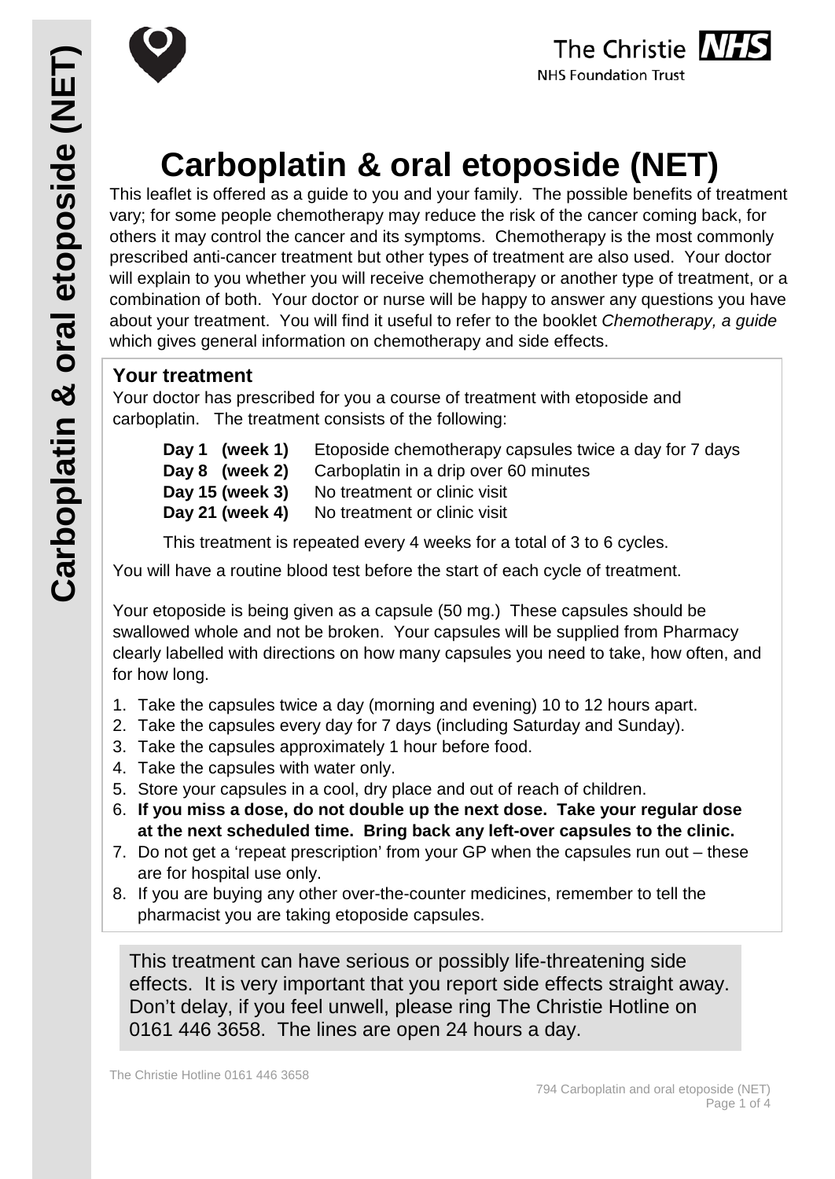# Carboplatin & oral etoposide (NET)

This leaflet is offered as a guide to you and your family. The possible benefits of treatment vary; for some people chemotherapy may reduce the risk of the cancer coming back, for others it may control the cancer and its symptoms. Chemotherapy is the most commonly prescribed anti-cancer treatment but other types of treatment are also used. Your doctor will explain to you whether you will receive chemotherapy or another type of treatment, or a combination of both. Your doctor or nurse will be happy to answer any questions you have about your treatment. You will find it useful to refer to the booklet *Chemotherapy, a guide* which gives general information on chemotherapy and side effects.

## Your treatment

Your doctor has prescribed for you a course of treatment with etoposide and carboplatin. The treatment consists of the following:

| | |
|---|---|
| **Day 1 (week 1)** | Etoposide chemotherapy capsules twice a day for 7 days |
| **Day 8 (week 2)** | Carboplatin in a drip over 60 minutes |
| **Day 15 (week 3)** | No treatment or clinic visit |
| **Day 21 (week 4)** | No treatment or clinic visit |

This treatment is repeated every 4 weeks for a total of 3 to 6 cycles.

You will have a routine blood test before the start of each cycle of treatment.

Your etoposide is being given as a capsule (50 mg.) These capsules should be swallowed whole and not be broken. Your capsules will be supplied from Pharmacy clearly labelled with directions on how many capsules you need to take, how often, and for how long.

1. Take the capsules twice a day (morning and evening) 10 to 12 hours apart.
2. Take the capsules every day for 7 days (including Saturday and Sunday).
3. Take the capsules approximately 1 hour before food.
4. Take the capsules with water only.
5. Store your capsules in a cool, dry place and out of reach of children.
6. **If you miss a dose, do not double up the next dose. Take your regular dose at the next scheduled time. Bring back any left-over capsules to the clinic.**
7. Do not get a 'repeat prescription' from your GP when the capsules run out – these are for hospital use only.
8. If you are buying any other over-the-counter medicines, remember to tell the pharmacist you are taking etoposide capsules.

This treatment can have serious or possibly life-threatening side effects. It is very important that you report side effects straight away. Don't delay, if you feel unwell, please ring The Christie Hotline on 0161 446 3658. The lines are open 24 hours a day.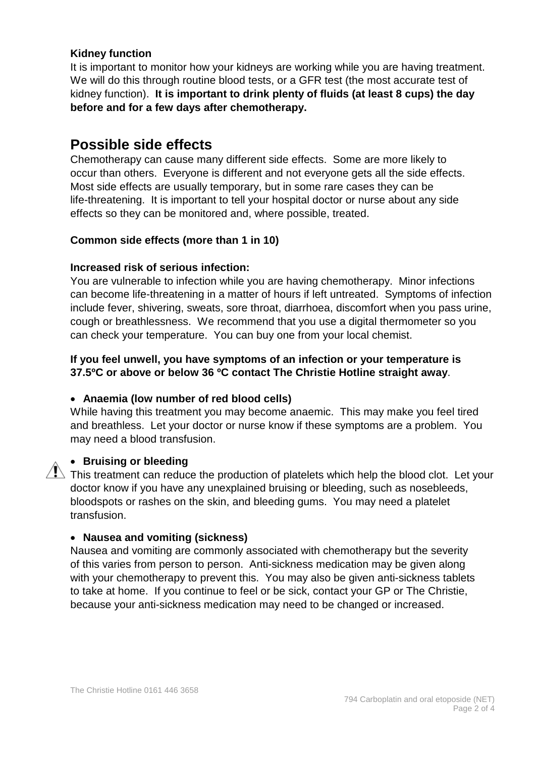**Kidney function**

It is important to monitor how your kidneys are working while you are having treatment. We will do this through routine blood tests, or a GFR test (the most accurate test of kidney function). **It is important to drink plenty of fluids (at least 8 cups) the day before and for a few days after chemotherapy.**

## Possible side effects

Chemotherapy can cause many different side effects. Some are more likely to occur than others. Everyone is different and not everyone gets all the side effects. Most side effects are usually temporary, but in some rare cases they can be life-threatening. It is important to tell your hospital doctor or nurse about any side effects so they can be monitored and, where possible, treated.

**Common side effects (more than 1 in 10)**

**Increased risk of serious infection:**

You are vulnerable to infection while you are having chemotherapy. Minor infections can become life-threatening in a matter of hours if left untreated. Symptoms of infection include fever, shivering, sweats, sore throat, diarrhoea, discomfort when you pass urine, cough or breathlessness. We recommend that you use a digital thermometer so you can check your temperature. You can buy one from your local chemist.

**If you feel unwell, you have symptoms of an infection or your temperature is 37.5ºC or above or below 36 ºC contact The Christie Hotline straight away**.

- **Anaemia (low number of red blood cells)**

While having this treatment you may become anaemic. This may make you feel tired and breathless. Let your doctor or nurse know if these symptoms are a problem. You may need a blood transfusion.

- **Bruising or bleeding**

This treatment can reduce the production of platelets which help the blood clot. Let your doctor know if you have any unexplained bruising or bleeding, such as nosebleeds, bloodspots or rashes on the skin, and bleeding gums. You may need a platelet transfusion.

- **Nausea and vomiting (sickness)**

Nausea and vomiting are commonly associated with chemotherapy but the severity of this varies from person to person. Anti-sickness medication may be given along with your chemotherapy to prevent this. You may also be given anti-sickness tablets to take at home. If you continue to feel or be sick, contact your GP or The Christie, because your anti-sickness medication may need to be changed or increased.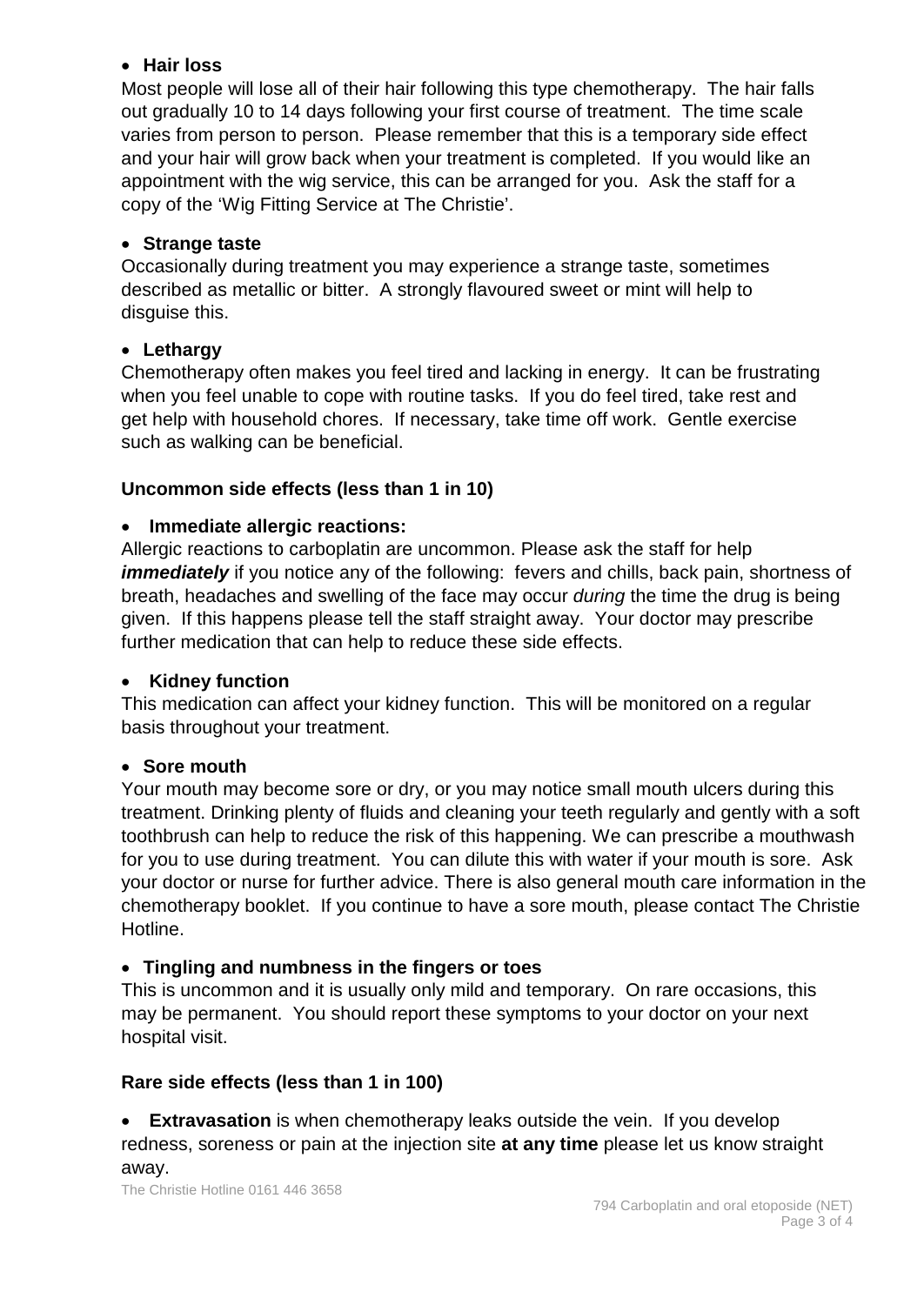- **Hair loss**

Most people will lose all of their hair following this type chemotherapy. The hair falls out gradually 10 to 14 days following your first course of treatment. The time scale varies from person to person. Please remember that this is a temporary side effect and your hair will grow back when your treatment is completed. If you would like an appointment with the wig service, this can be arranged for you. Ask the staff for a copy of the 'Wig Fitting Service at The Christie'.

- **Strange taste**

Occasionally during treatment you may experience a strange taste, sometimes described as metallic or bitter. A strongly flavoured sweet or mint will help to disguise this.

- **Lethargy**

Chemotherapy often makes you feel tired and lacking in energy. It can be frustrating when you feel unable to cope with routine tasks. If you do feel tired, take rest and get help with household chores. If necessary, take time off work. Gentle exercise such as walking can be beneficial.

### Uncommon side effects (less than 1 in 10)

- **Immediate allergic reactions:**

Allergic reactions to carboplatin are uncommon. Please ask the staff for help ***immediately*** if you notice any of the following: fevers and chills, back pain, shortness of breath, headaches and swelling of the face may occur *during* the time the drug is being given. If this happens please tell the staff straight away. Your doctor may prescribe further medication that can help to reduce these side effects.

- **Kidney function**

This medication can affect your kidney function. This will be monitored on a regular basis throughout your treatment.

- **Sore mouth**

Your mouth may become sore or dry, or you may notice small mouth ulcers during this treatment. Drinking plenty of fluids and cleaning your teeth regularly and gently with a soft toothbrush can help to reduce the risk of this happening. We can prescribe a mouthwash for you to use during treatment. You can dilute this with water if your mouth is sore. Ask your doctor or nurse for further advice. There is also general mouth care information in the chemotherapy booklet. If you continue to have a sore mouth, please contact The Christie Hotline.

- **Tingling and numbness in the fingers or toes**

This is uncommon and it is usually only mild and temporary. On rare occasions, this may be permanent. You should report these symptoms to your doctor on your next hospital visit.

### Rare side effects (less than 1 in 100)

- **Extravasation** is when chemotherapy leaks outside the vein. If you develop redness, soreness or pain at the injection site **at any time** please let us know straight away.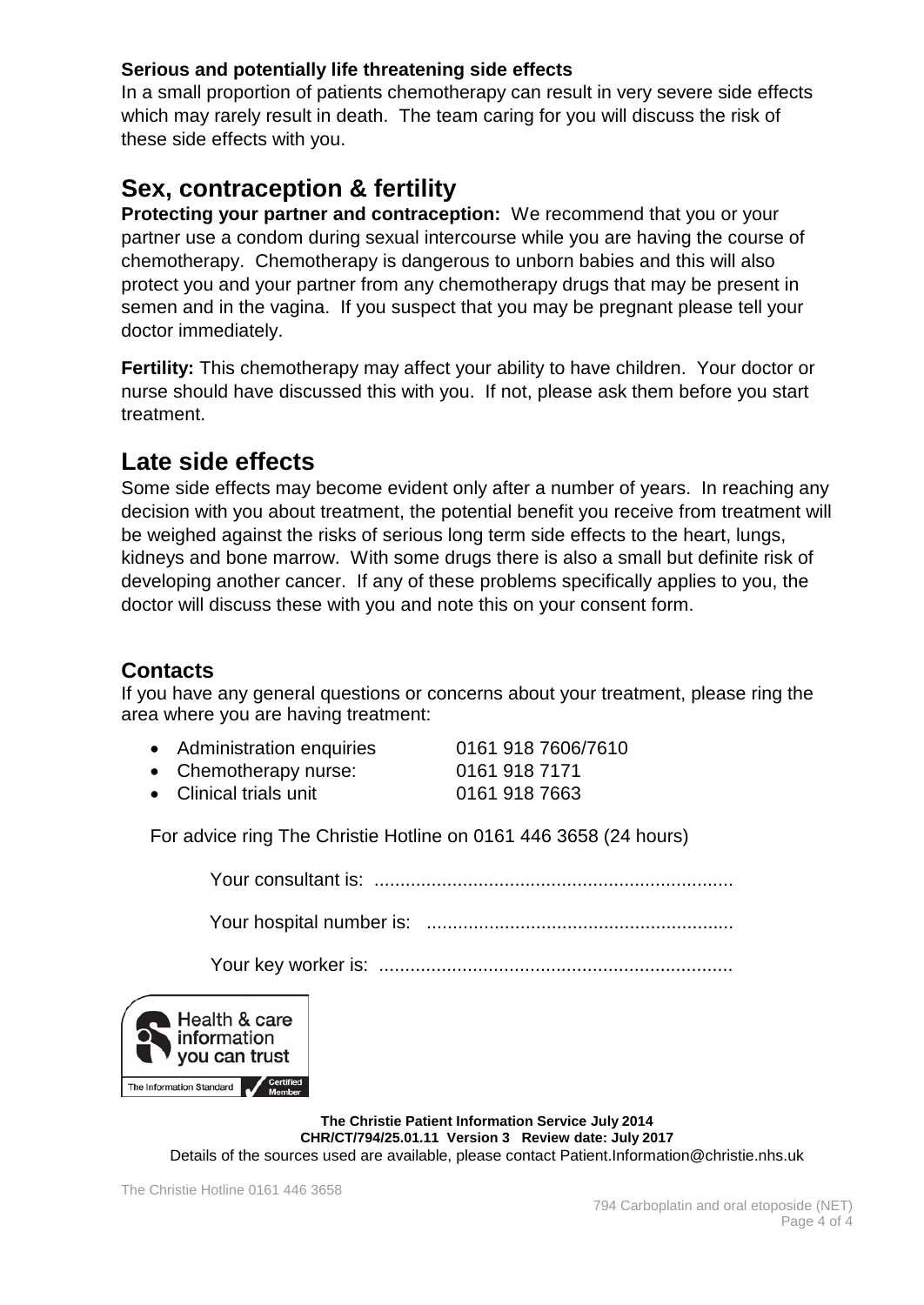**Serious and potentially life threatening side effects**

In a small proportion of patients chemotherapy can result in very severe side effects which may rarely result in death. The team caring for you will discuss the risk of these side effects with you.

## Sex, contraception & fertility

**Protecting your partner and contraception:** We recommend that you or your partner use a condom during sexual intercourse while you are having the course of chemotherapy. Chemotherapy is dangerous to unborn babies and this will also protect you and your partner from any chemotherapy drugs that may be present in semen and in the vagina. If you suspect that you may be pregnant please tell your doctor immediately.

**Fertility:** This chemotherapy may affect your ability to have children. Your doctor or nurse should have discussed this with you. If not, please ask them before you start treatment.

## Late side effects

Some side effects may become evident only after a number of years. In reaching any decision with you about treatment, the potential benefit you receive from treatment will be weighed against the risks of serious long term side effects to the heart, lungs, kidneys and bone marrow. With some drugs there is also a small but definite risk of developing another cancer. If any of these problems specifically applies to you, the doctor will discuss these with you and note this on your consent form.

### Contacts

If you have any general questions or concerns about your treatment, please ring the area where you are having treatment:

- Administration enquiries 0161 918 7606/7610
- Chemotherapy nurse: 0161 918 7171
- Clinical trials unit 0161 918 7663

For advice ring The Christie Hotline on 0161 446 3658 (24 hours)

Your consultant is: ....................................................................

Your hospital number is: ..........................................................

Your key worker is: ....................................................................

Health & care information you can trust

The Information Standard Certified Member

**The Christie Patient Information Service July 2014**
**CHR/CT/794/25.01.11 Version 3 Review date: July 2017**
Details of the sources used are available, please contact Patient.Information@christie.nhs.uk